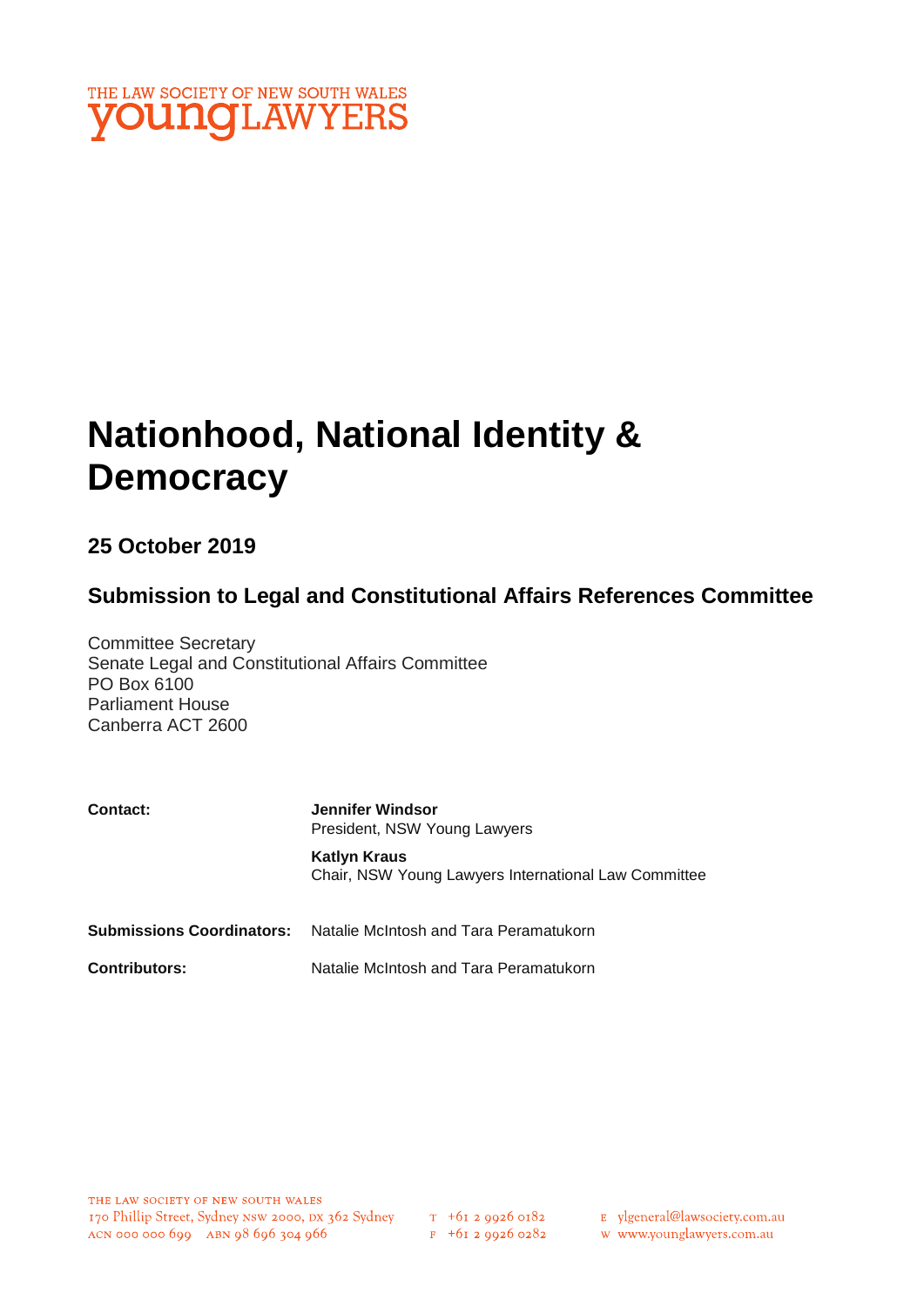THE LAW SOCIETY OF NEW SOUTH WALES
**young**LAWYERS

# Nationhood, National Identity & Democracy

### 25 October 2019

### Submission to Legal and Constitutional Affairs References Committee

Committee Secretary
Senate Legal and Constitutional Affairs Committee
PO Box 6100
Parliament House
Canberra ACT 2600

| | |
|---|---|
| **Contact:** | **Jennifer Windsor**<br>President, NSW Young Lawyers<br><br>**Katlyn Kraus**<br>Chair, NSW Young Lawyers International Law Committee |
| **Submissions Coordinators:** | Natalie McIntosh and Tara Peramatukorn |
| **Contributors:** | Natalie McIntosh and Tara Peramatukorn |

THE LAW SOCIETY OF NEW SOUTH WALES
170 Phillip Street, Sydney NSW 2000, DX 362 Sydney
ACN 000 000 699 ABN 98 696 304 966
T +61 2 9926 0182
F +61 2 9926 0282
E ylgeneral@lawsociety.com.au
W www.younglawyers.com.au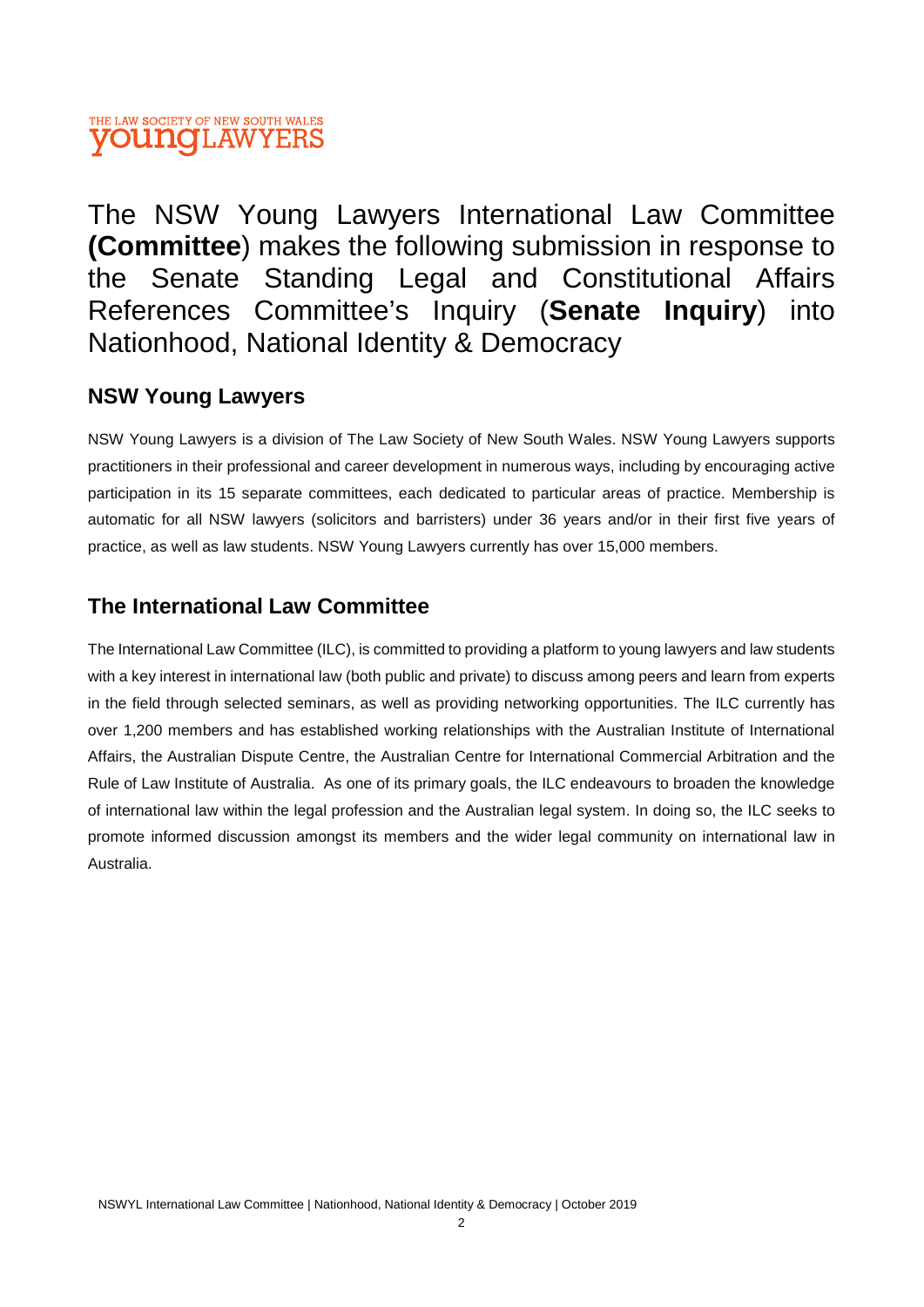THE LAW SOCIETY OF NEW SOUTH WALES **young**LAWYERS

# The NSW Young Lawyers International Law Committee **(Committee**) makes the following submission in response to the Senate Standing Legal and Constitutional Affairs References Committee's Inquiry (**Senate Inquiry**) into Nationhood, National Identity & Democracy

## NSW Young Lawyers

NSW Young Lawyers is a division of The Law Society of New South Wales. NSW Young Lawyers supports practitioners in their professional and career development in numerous ways, including by encouraging active participation in its 15 separate committees, each dedicated to particular areas of practice. Membership is automatic for all NSW lawyers (solicitors and barristers) under 36 years and/or in their first five years of practice, as well as law students. NSW Young Lawyers currently has over 15,000 members.

## The International Law Committee

The International Law Committee (ILC), is committed to providing a platform to young lawyers and law students with a key interest in international law (both public and private) to discuss among peers and learn from experts in the field through selected seminars, as well as providing networking opportunities. The ILC currently has over 1,200 members and has established working relationships with the Australian Institute of International Affairs, the Australian Dispute Centre, the Australian Centre for International Commercial Arbitration and the Rule of Law Institute of Australia. As one of its primary goals, the ILC endeavours to broaden the knowledge of international law within the legal profession and the Australian legal system. In doing so, the ILC seeks to promote informed discussion amongst its members and the wider legal community on international law in Australia.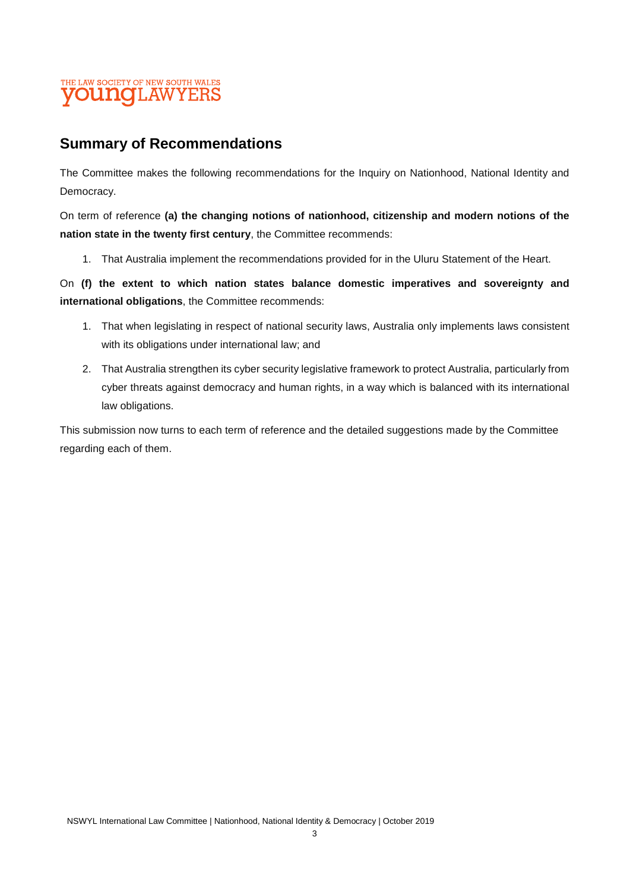## Summary of Recommendations

The Committee makes the following recommendations for the Inquiry on Nationhood, National Identity and Democracy.

On term of reference **(a) the changing notions of nationhood, citizenship and modern notions of the nation state in the twenty first century**, the Committee recommends:

1. That Australia implement the recommendations provided for in the Uluru Statement of the Heart.

On **(f) the extent to which nation states balance domestic imperatives and sovereignty and international obligations**, the Committee recommends:

1. That when legislating in respect of national security laws, Australia only implements laws consistent with its obligations under international law; and
2. That Australia strengthen its cyber security legislative framework to protect Australia, particularly from cyber threats against democracy and human rights, in a way which is balanced with its international law obligations.

This submission now turns to each term of reference and the detailed suggestions made by the Committee regarding each of them.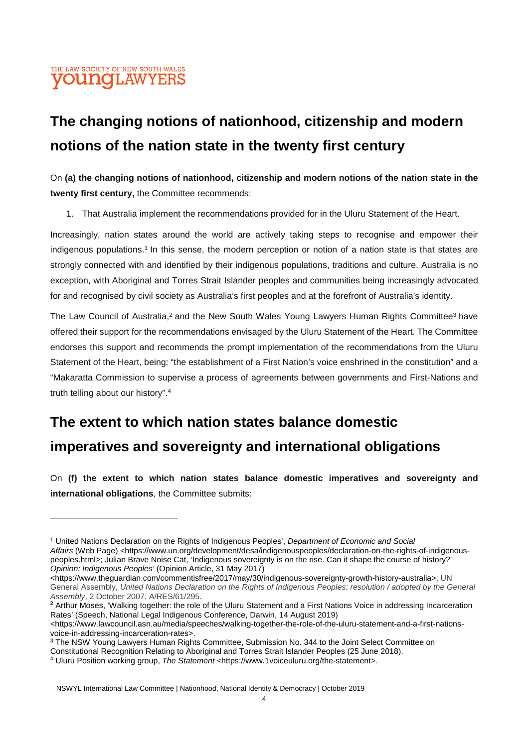# The changing notions of nationhood, citizenship and modern notions of the nation state in the twenty first century

On **(a) the changing notions of nationhood, citizenship and modern notions of the nation state in the twenty first century,** the Committee recommends:

1. That Australia implement the recommendations provided for in the Uluru Statement of the Heart.

Increasingly, nation states around the world are actively taking steps to recognise and empower their indigenous populations.[1] In this sense, the modern perception or notion of a nation state is that states are strongly connected with and identified by their indigenous populations, traditions and culture. Australia is no exception, with Aboriginal and Torres Strait Islander peoples and communities being increasingly advocated for and recognised by civil society as Australia's first peoples and at the forefront of Australia's identity.

The Law Council of Australia,[2] and the New South Wales Young Lawyers Human Rights Committee[3] have offered their support for the recommendations envisaged by the Uluru Statement of the Heart. The Committee endorses this support and recommends the prompt implementation of the recommendations from the Uluru Statement of the Heart, being: "the establishment of a First Nation's voice enshrined in the constitution" and a "Makaratta Commission to supervise a process of agreements between governments and First-Nations and truth telling about our history".[4]

# The extent to which nation states balance domestic imperatives and sovereignty and international obligations

On **(f) the extent to which nation states balance domestic imperatives and sovereignty and international obligations**, the Committee submits:

---

[1] United Nations Declaration on the Rights of Indigenous Peoples', *Department of Economic and Social Affairs* (Web Page) <https://www.un.org/development/desa/indigenouspeoples/declaration-on-the-rights-of-indigenous-peoples.html>; Julian Brave Noise Cat, 'Indigenous sovereignty is on the rise. Can it shape the course of history?' *Opinion: Indigenous Peoples'* (Opinion Article, 31 May 2017) <https://www.theguardian.com/commentisfree/2017/may/30/indigenous-sovereignty-growth-history-australia>; UN General Assembly, *United Nations Declaration on the Rights of Indigenous Peoples: resolution / adopted by the General Assembly*, 2 October 2007, A/RES/61/295.

[2] Arthur Moses, 'Walking together: the role of the Uluru Statement and a First Nations Voice in addressing Incarceration Rates' (Speech, National Legal Indigenous Conference, Darwin, 14 August 2019) <https://www.lawcouncil.asn.au/media/speeches/walking-together-the-role-of-the-uluru-statement-and-a-first-nations-voice-in-addressing-incarceration-rates>.

[3] The NSW Young Lawyers Human Rights Committee, Submission No. 344 to the Joint Select Committee on Constitutional Recognition Relating to Aboriginal and Torres Strait Islander Peoples (25 June 2018).

[4] Uluru Position working group, *The Statement* <https://www.1voiceuluru.org/the-statement>.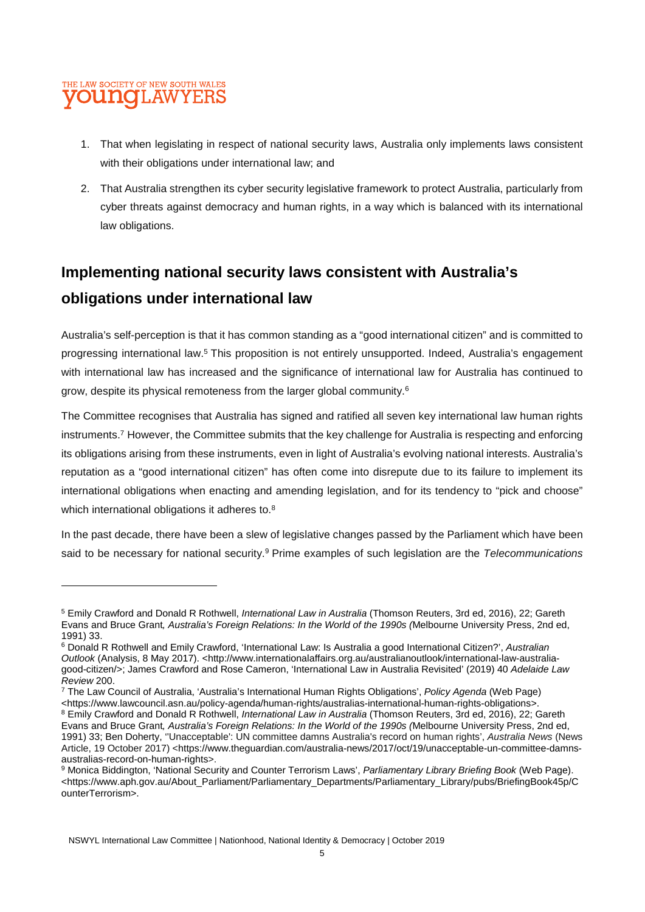1. That when legislating in respect of national security laws, Australia only implements laws consistent with their obligations under international law; and
2. That Australia strengthen its cyber security legislative framework to protect Australia, particularly from cyber threats against democracy and human rights, in a way which is balanced with its international law obligations.

## Implementing national security laws consistent with Australia's obligations under international law

Australia's self-perception is that it has common standing as a "good international citizen" and is committed to progressing international law.[5] This proposition is not entirely unsupported. Indeed, Australia's engagement with international law has increased and the significance of international law for Australia has continued to grow, despite its physical remoteness from the larger global community.[6]

The Committee recognises that Australia has signed and ratified all seven key international law human rights instruments.[7] However, the Committee submits that the key challenge for Australia is respecting and enforcing its obligations arising from these instruments, even in light of Australia's evolving national interests. Australia's reputation as a "good international citizen" has often come into disrepute due to its failure to implement its international obligations when enacting and amending legislation, and for its tendency to "pick and choose" which international obligations it adheres to.[8]

In the past decade, there have been a slew of legislative changes passed by the Parliament which have been said to be necessary for national security.[9] Prime examples of such legislation are the *Telecommunications*

---

[5] Emily Crawford and Donald R Rothwell, *International Law in Australia* (Thomson Reuters, 3rd ed, 2016), 22; Gareth Evans and Bruce Grant, *Australia's Foreign Relations: In the World of the 1990s (*Melbourne University Press, 2nd ed, 1991) 33.

[6] Donald R Rothwell and Emily Crawford, 'International Law: Is Australia a good International Citizen?', *Australian Outlook* (Analysis, 8 May 2017). <http://www.internationalaffairs.org.au/australianoutlook/international-law-australia-good-citizen/>; James Crawford and Rose Cameron, 'International Law in Australia Revisited' (2019) 40 *Adelaide Law Review* 200.

[7] The Law Council of Australia, 'Australia's International Human Rights Obligations', *Policy Agenda* (Web Page) <https://www.lawcouncil.asn.au/policy-agenda/human-rights/australias-international-human-rights-obligations>.

[8] Emily Crawford and Donald R Rothwell, *International Law in Australia* (Thomson Reuters, 3rd ed, 2016), 22; Gareth Evans and Bruce Grant, *Australia's Foreign Relations: In the World of the 1990s (*Melbourne University Press, 2nd ed, 1991) 33; Ben Doherty, ''Unacceptable': UN committee damns Australia's record on human rights', *Australia News* (News Article, 19 October 2017) <https://www.theguardian.com/australia-news/2017/oct/19/unacceptable-un-committee-damns-australias-record-on-human-rights>.

[9] Monica Biddington, 'National Security and Counter Terrorism Laws', *Parliamentary Library Briefing Book* (Web Page). <https://www.aph.gov.au/About_Parliament/Parliamentary_Departments/Parliamentary_Library/pubs/BriefingBook45p/CounterTerrorism>.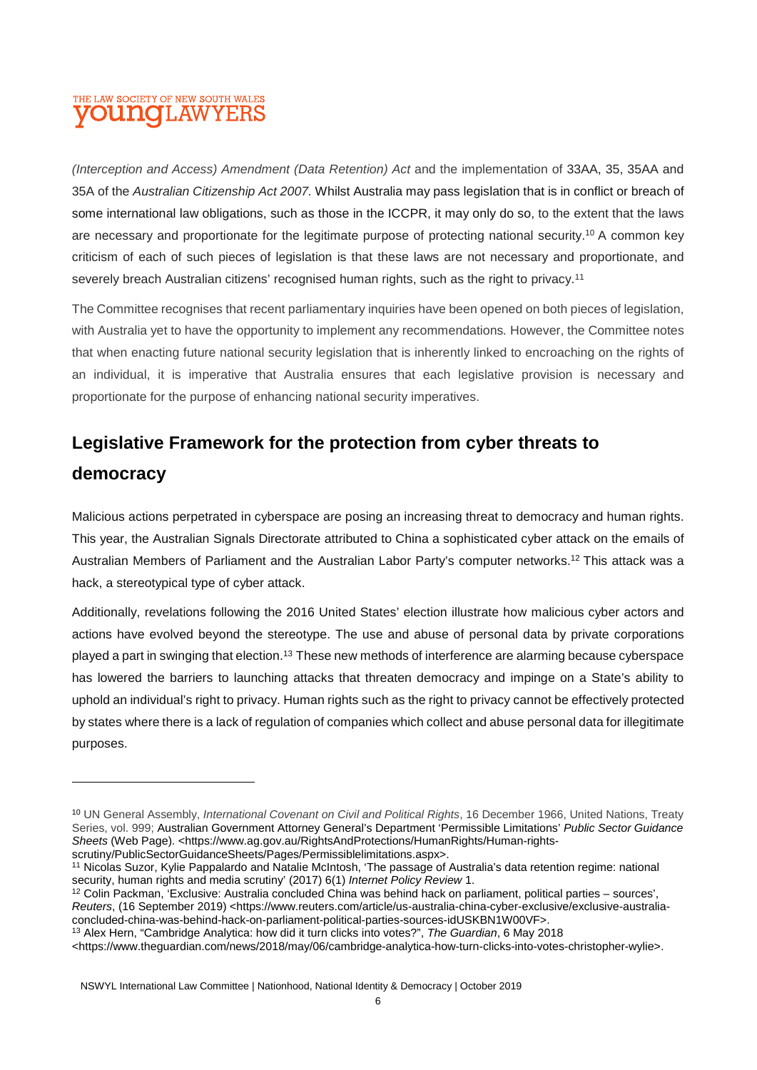*(Interception and Access) Amendment (Data Retention) Act* and the implementation of 33AA, 35, 35AA and 35A of the *Australian Citizenship Act 2007.* Whilst Australia may pass legislation that is in conflict or breach of some international law obligations, such as those in the ICCPR, it may only do so, to the extent that the laws are necessary and proportionate for the legitimate purpose of protecting national security.[10] A common key criticism of each of such pieces of legislation is that these laws are not necessary and proportionate, and severely breach Australian citizens' recognised human rights, such as the right to privacy.[11]

The Committee recognises that recent parliamentary inquiries have been opened on both pieces of legislation, with Australia yet to have the opportunity to implement any recommendations. However, the Committee notes that when enacting future national security legislation that is inherently linked to encroaching on the rights of an individual, it is imperative that Australia ensures that each legislative provision is necessary and proportionate for the purpose of enhancing national security imperatives.

## Legislative Framework for the protection from cyber threats to democracy

Malicious actions perpetrated in cyberspace are posing an increasing threat to democracy and human rights. This year, the Australian Signals Directorate attributed to China a sophisticated cyber attack on the emails of Australian Members of Parliament and the Australian Labor Party's computer networks.[12] This attack was a hack, a stereotypical type of cyber attack.

Additionally, revelations following the 2016 United States' election illustrate how malicious cyber actors and actions have evolved beyond the stereotype. The use and abuse of personal data by private corporations played a part in swinging that election.[13] These new methods of interference are alarming because cyberspace has lowered the barriers to launching attacks that threaten democracy and impinge on a State's ability to uphold an individual's right to privacy. Human rights such as the right to privacy cannot be effectively protected by states where there is a lack of regulation of companies which collect and abuse personal data for illegitimate purposes.

---

[10] UN General Assembly, *International Covenant on Civil and Political Rights*, 16 December 1966, United Nations, Treaty Series, vol. 999; Australian Government Attorney General's Department 'Permissible Limitations' *Public Sector Guidance Sheets* (Web Page). <https://www.ag.gov.au/RightsAndProtections/HumanRights/Human-rights-scrutiny/PublicSectorGuidanceSheets/Pages/Permissiblelimitations.aspx>.

[11] Nicolas Suzor, Kylie Pappalardo and Natalie McIntosh, 'The passage of Australia's data retention regime: national security, human rights and media scrutiny' (2017) 6(1) *Internet Policy Review* 1.

[12] Colin Packman, 'Exclusive: Australia concluded China was behind hack on parliament, political parties – sources', *Reuters*, (16 September 2019) <https://www.reuters.com/article/us-australia-china-cyber-exclusive/exclusive-australia-concluded-china-was-behind-hack-on-parliament-political-parties-sources-idUSKBN1W00VF>.

[13] Alex Hern, "Cambridge Analytica: how did it turn clicks into votes?", *The Guardian*, 6 May 2018 <https://www.theguardian.com/news/2018/may/06/cambridge-analytica-how-turn-clicks-into-votes-christopher-wylie>.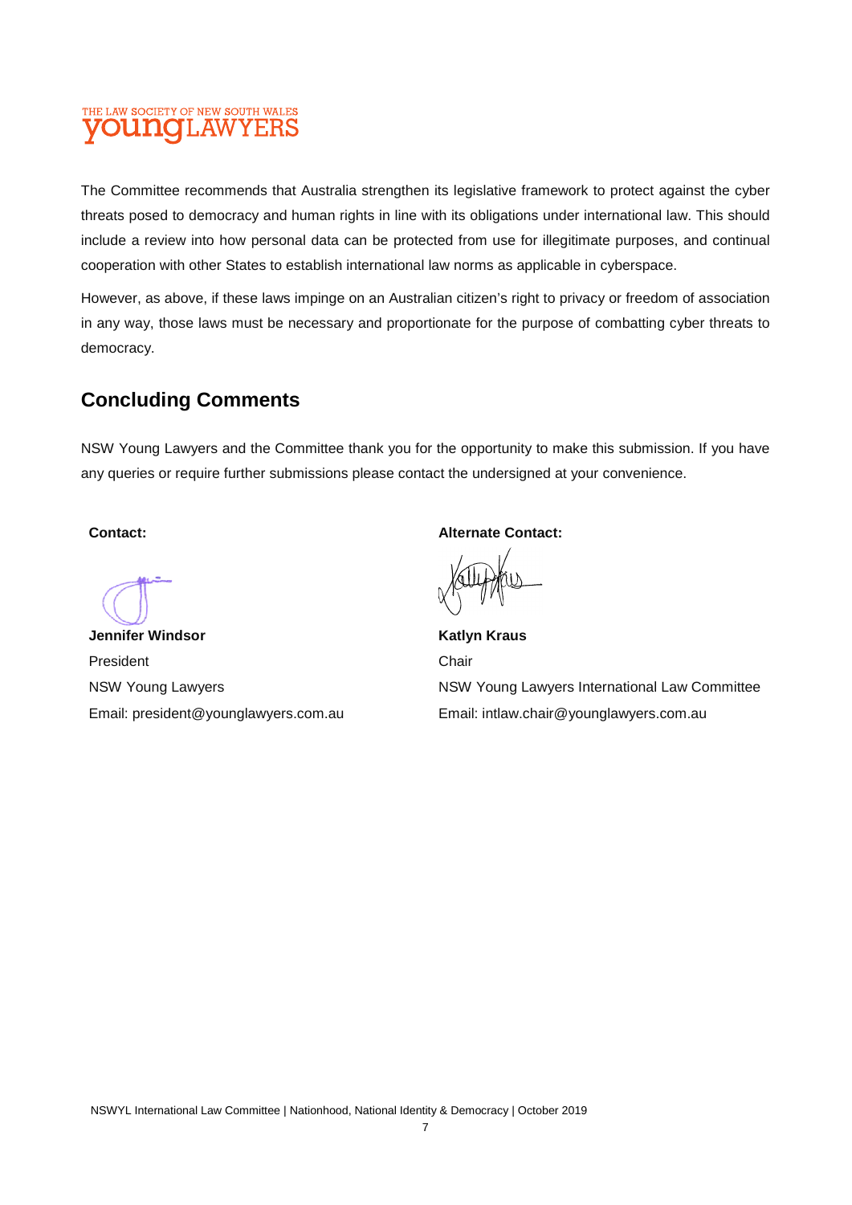The Committee recommends that Australia strengthen its legislative framework to protect against the cyber threats posed to democracy and human rights in line with its obligations under international law. This should include a review into how personal data can be protected from use for illegitimate purposes, and continual cooperation with other States to establish international law norms as applicable in cyberspace.

However, as above, if these laws impinge on an Australian citizen's right to privacy or freedom of association in any way, those laws must be necessary and proportionate for the purpose of combatting cyber threats to democracy.

## Concluding Comments

NSW Young Lawyers and the Committee thank you for the opportunity to make this submission. If you have any queries or require further submissions please contact the undersigned at your convenience.

**Contact:**

**Jennifer Windsor**
President
NSW Young Lawyers
Email: president@younglawyers.com.au

**Alternate Contact:**

**Katlyn Kraus**
Chair
NSW Young Lawyers International Law Committee
Email: intlaw.chair@younglawyers.com.au